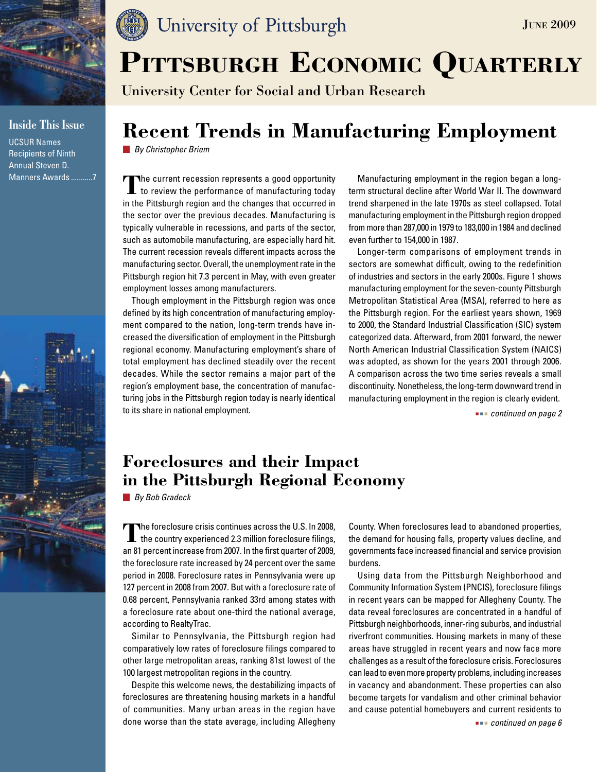University of Pittsburgh

June 2009

# Pittsburgh Economic Quarterly

University Center for Social and Urban Research

**Inside This Issue**

UCSUR Names Recipients of Ninth Annual Steven D. Manners Awards ...........7

## Recent Trends in Manufacturing Employment

*By Christopher Briem*

The current recession represents a good opportunity to review the performance of manufacturing today in the Pittsburgh region and the changes that occurred in the sector over the previous decades. Manufacturing is typically vulnerable in recessions, and parts of the sector, such as automobile manufacturing, are especially hard hit. The current recession reveals different impacts across the manufacturing sector. Overall, the unemployment rate in the Pittsburgh region hit 7.3 percent in May, with even greater employment losses among manufacturers.

Though employment in the Pittsburgh region was once defined by its high concentration of manufacturing employment compared to the nation, long-term trends have increased the diversification of employment in the Pittsburgh regional economy. Manufacturing employment's share of total employment has declined steadily over the recent decades. While the sector remains a major part of the region's employment base, the concentration of manufacturing jobs in the Pittsburgh region today is nearly identical to its share in national employment.

Manufacturing employment in the region began a long-term structural decline after World War II. The downward trend sharpened in the late 1970s as steel collapsed. Total manufacturing employment in the Pittsburgh region dropped from more than 287,000 in 1979 to 183,000 in 1984 and declined even further to 154,000 in 1987.

Longer-term comparisons of employment trends in sectors are somewhat difficult, owing to the redefinition of industries and sectors in the early 2000s. Figure 1 shows manufacturing employment for the seven-county Pittsburgh Metropolitan Statistical Area (MSA), referred to here as the Pittsburgh region. For the earliest years shown, 1969 to 2000, the Standard Industrial Classification (SIC) system categorized data. Afterward, from 2001 forward, the newer North American Industrial Classification System (NAICS) was adopted, as shown for the years 2001 through 2006. A comparison across the two time series reveals a small discontinuity. Nonetheless, the long-term downward trend in manufacturing employment in the region is clearly evident.

*continued on page 2*

## Foreclosures and their Impact in the Pittsburgh Regional Economy

*By Bob Gradeck*

The foreclosure crisis continues across the U.S. In 2008, the country experienced 2.3 million foreclosure filings, an 81 percent increase from 2007. In the first quarter of 2009, the foreclosure rate increased by 24 percent over the same period in 2008. Foreclosure rates in Pennsylvania were up 127 percent in 2008 from 2007. But with a foreclosure rate of 0.68 percent, Pennsylvania ranked 33rd among states with a foreclosure rate about one-third the national average, according to RealtyTrac.

Similar to Pennsylvania, the Pittsburgh region had comparatively low rates of foreclosure filings compared to other large metropolitan areas, ranking 81st lowest of the 100 largest metropolitan regions in the country.

Despite this welcome news, the destabilizing impacts of foreclosures are threatening housing markets in a handful of communities. Many urban areas in the region have done worse than the state average, including Allegheny County. When foreclosures lead to abandoned properties, the demand for housing falls, property values decline, and governments face increased financial and service provision burdens.

Using data from the Pittsburgh Neighborhood and Community Information System (PNCIS), foreclosure filings in recent years can be mapped for Allegheny County. The data reveal foreclosures are concentrated in a handful of Pittsburgh neighborhoods, inner-ring suburbs, and industrial riverfront communities. Housing markets in many of these areas have struggled in recent years and now face more challenges as a result of the foreclosure crisis. Foreclosures can lead to even more property problems, including increases in vacancy and abandonment. These properties can also become targets for vandalism and other criminal behavior and cause potential homebuyers and current residents to

*continued on page 6*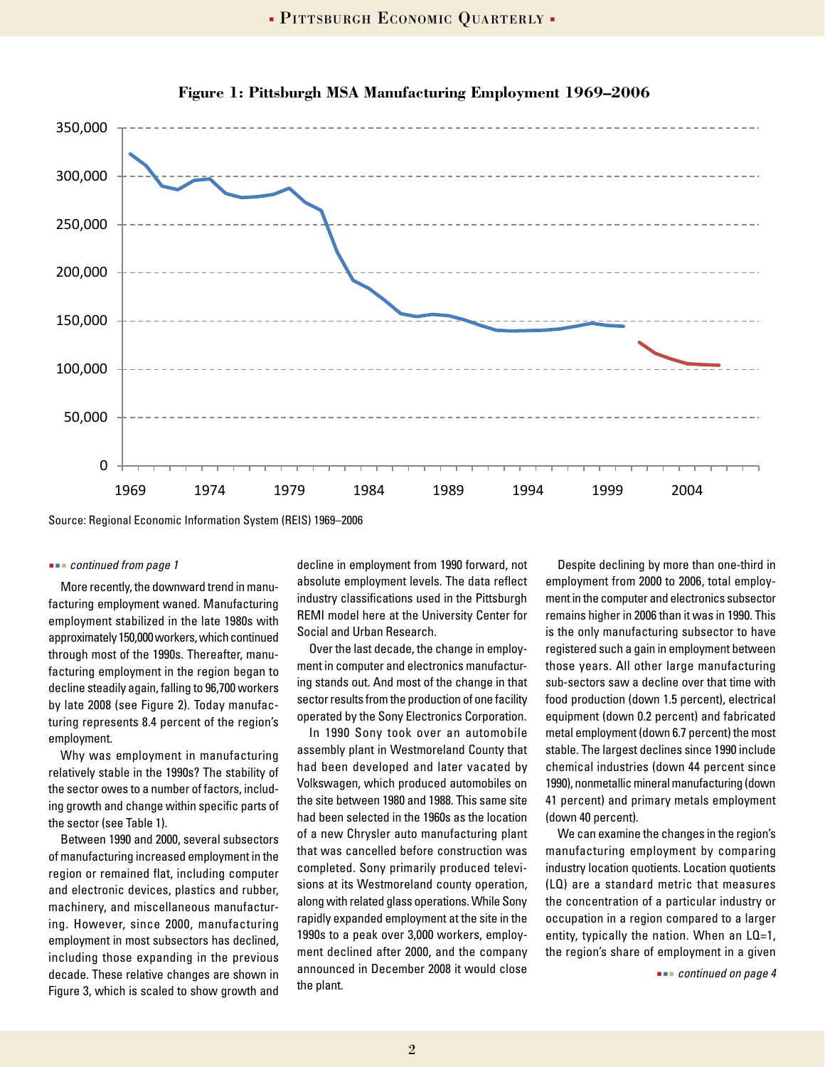**Figure 1: Pittsburgh MSA Manufacturing Employment 1969–2006**

Source: Regional Economic Information System (REIS) 1969–2006

*continued from page 1*

More recently, the downward trend in manufacturing employment waned. Manufacturing employment stabilized in the late 1980s with approximately 150,000 workers, which continued through most of the 1990s. Thereafter, manufacturing employment in the region began to decline steadily again, falling to 96,700 workers by late 2008 (see Figure 2). Today manufacturing represents 8.4 percent of the region's employment.

Why was employment in manufacturing relatively stable in the 1990s? The stability of the sector owes to a number of factors, including growth and change within specific parts of the sector (see Table 1).

Between 1990 and 2000, several subsectors of manufacturing increased employment in the region or remained flat, including computer and electronic devices, plastics and rubber, machinery, and miscellaneous manufacturing. However, since 2000, manufacturing employment in most subsectors has declined, including those expanding in the previous decade. These relative changes are shown in Figure 3, which is scaled to show growth and decline in employment from 1990 forward, not absolute employment levels. The data reflect industry classifications used in the Pittsburgh REMI model here at the University Center for Social and Urban Research.

Over the last decade, the change in employment in computer and electronics manufacturing stands out. And most of the change in that sector results from the production of one facility operated by the Sony Electronics Corporation.

In 1990 Sony took over an automobile assembly plant in Westmoreland County that had been developed and later vacated by Volkswagen, which produced automobiles on the site between 1980 and 1988. This same site had been selected in the 1960s as the location of a new Chrysler auto manufacturing plant that was cancelled before construction was completed. Sony primarily produced televisions at its Westmoreland county operation, along with related glass operations. While Sony rapidly expanded employment at the site in the 1990s to a peak over 3,000 workers, employment declined after 2000, and the company announced in December 2008 it would close the plant.

Despite declining by more than one-third in employment from 2000 to 2006, total employment in the computer and electronics subsector remains higher in 2006 than it was in 1990. This is the only manufacturing subsector to have registered such a gain in employment between those years. All other large manufacturing sub-sectors saw a decline over that time with food production (down 1.5 percent), electrical equipment (down 0.2 percent) and fabricated metal employment (down 6.7 percent) the most stable. The largest declines since 1990 include chemical industries (down 44 percent since 1990), nonmetallic mineral manufacturing (down 41 percent) and primary metals employment (down 40 percent).

We can examine the changes in the region's manufacturing employment by comparing industry location quotients. Location quotients (LQ) are a standard metric that measures the concentration of a particular industry or occupation in a region compared to a larger entity, typically the nation. When an LQ=1, the region's share of employment in a given

*continued on page 4*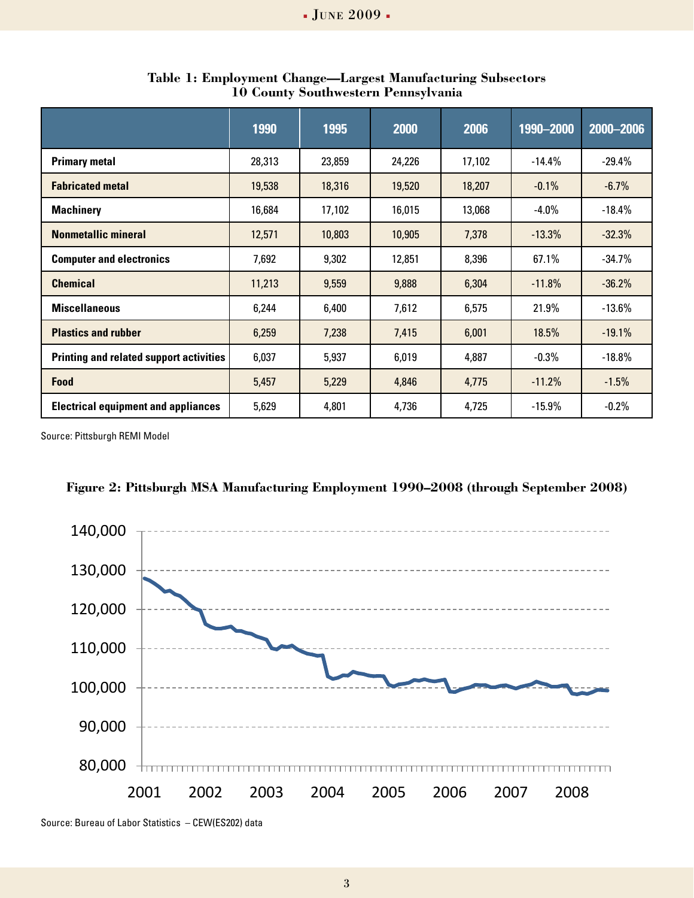**Table 1: Employment Change—Largest Manufacturing Subsectors**
**10 County Southwestern Pennsylvania**

| | 1990 | 1995 | 2000 | 2006 | 1990–2000 | 2000–2006 |
|---|---|---|---|---|---|---|
| **Primary metal** | 28,313 | 23,859 | 24,226 | 17,102 | -14.4% | -29.4% |
| **Fabricated metal** | 19,538 | 18,316 | 19,520 | 18,207 | -0.1% | -6.7% |
| **Machinery** | 16,684 | 17,102 | 16,015 | 13,068 | -4.0% | -18.4% |
| **Nonmetallic mineral** | 12,571 | 10,803 | 10,905 | 7,378 | -13.3% | -32.3% |
| **Computer and electronics** | 7,692 | 9,302 | 12,851 | 8,396 | 67.1% | -34.7% |
| **Chemical** | 11,213 | 9,559 | 9,888 | 6,304 | -11.8% | -36.2% |
| **Miscellaneous** | 6,244 | 6,400 | 7,612 | 6,575 | 21.9% | -13.6% |
| **Plastics and rubber** | 6,259 | 7,238 | 7,415 | 6,001 | 18.5% | -19.1% |
| **Printing and related support activities** | 6,037 | 5,937 | 6,019 | 4,887 | -0.3% | -18.8% |
| **Food** | 5,457 | 5,229 | 4,846 | 4,775 | -11.2% | -1.5% |
| **Electrical equipment and appliances** | 5,629 | 4,801 | 4,736 | 4,725 | -15.9% | -0.2% |

Source: Pittsburgh REMI Model

**Figure 2: Pittsburgh MSA Manufacturing Employment 1990–2008 (through September 2008)**

Source: Bureau of Labor Statistics – CEW(ES202) data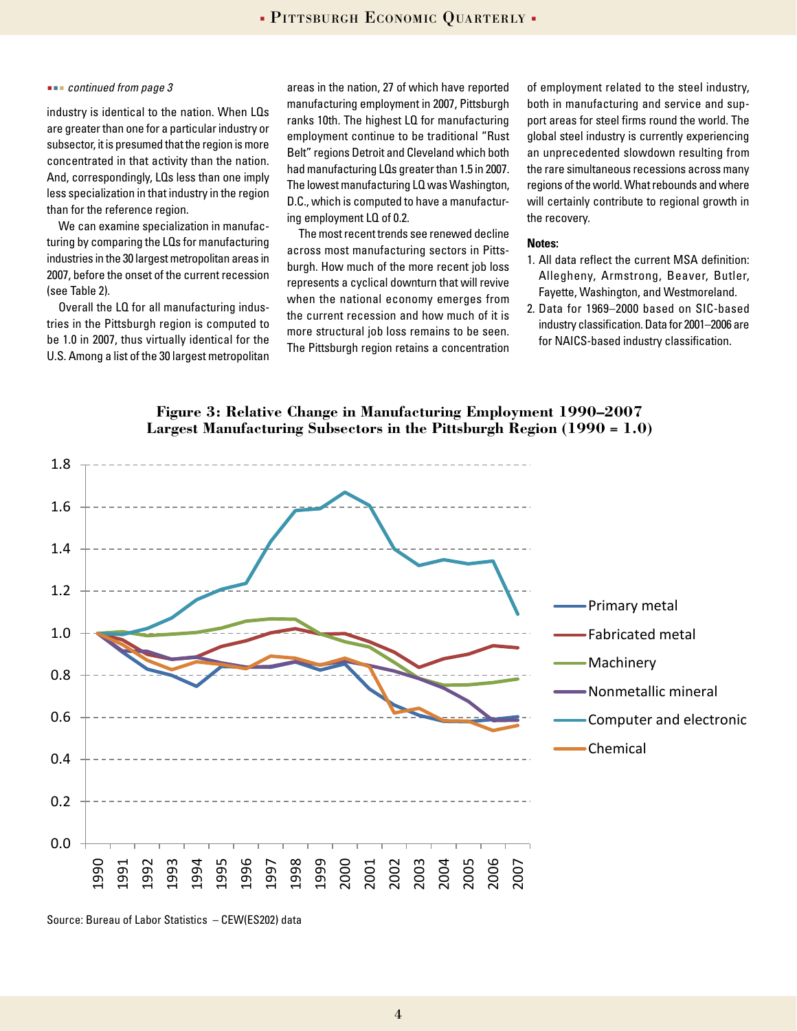*continued from page 3*

industry is identical to the nation. When LQs are greater than one for a particular industry or subsector, it is presumed that the region is more concentrated in that activity than the nation. And, correspondingly, LQs less than one imply less specialization in that industry in the region than for the reference region.

We can examine specialization in manufacturing by comparing the LQs for manufacturing industries in the 30 largest metropolitan areas in 2007, before the onset of the current recession (see Table 2).

Overall the LQ for all manufacturing industries in the Pittsburgh region is computed to be 1.0 in 2007, thus virtually identical for the U.S. Among a list of the 30 largest metropolitan areas in the nation, 27 of which have reported manufacturing employment in 2007, Pittsburgh ranks 10th. The highest LQ for manufacturing employment continue to be traditional "Rust Belt" regions Detroit and Cleveland which both had manufacturing LQs greater than 1.5 in 2007. The lowest manufacturing LQ was Washington, D.C., which is computed to have a manufacturing employment LQ of 0.2.

The most recent trends see renewed decline across most manufacturing sectors in Pittsburgh. How much of the more recent job loss represents a cyclical downturn that will revive when the national economy emerges from the current recession and how much of it is more structural job loss remains to be seen. The Pittsburgh region retains a concentration of employment related to the steel industry, both in manufacturing and service and support areas for steel firms round the world. The global steel industry is currently experiencing an unprecedented slowdown resulting from the rare simultaneous recessions across many regions of the world. What rebounds and where will certainly contribute to regional growth in the recovery.

**Notes:**

1. All data reflect the current MSA definition: Allegheny, Armstrong, Beaver, Butler, Fayette, Washington, and Westmoreland.
2. Data for 1969–2000 based on SIC-based industry classification. Data for 2001–2006 are for NAICS-based industry classification.

**Figure 3: Relative Change in Manufacturing Employment 1990–2007 Largest Manufacturing Subsectors in the Pittsburgh Region (1990 = 1.0)**

Source: Bureau of Labor Statistics – CEW(ES202) data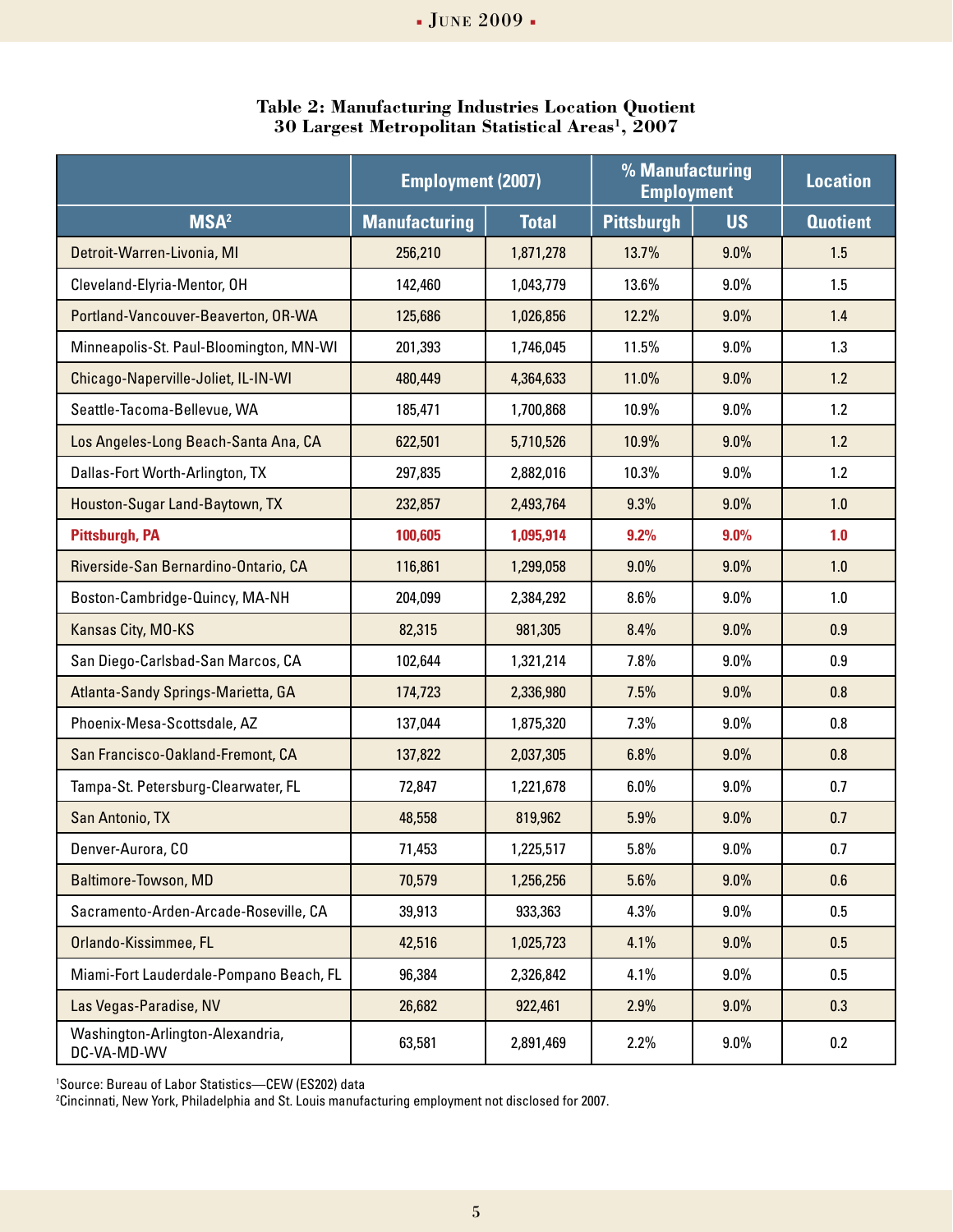**Table 2: Manufacturing Industries Location Quotient**
**30 Largest Metropolitan Statistical Areas[1], 2007**

| | Employment (2007) | | % Manufacturing Employment | | Location |
|---|---|---|---|---|---|
| MSA[2] | Manufacturing | Total | Pittsburgh | US | Quotient |
| Detroit-Warren-Livonia, MI | 256,210 | 1,871,278 | 13.7% | 9.0% | 1.5 |
| Cleveland-Elyria-Mentor, OH | 142,460 | 1,043,779 | 13.6% | 9.0% | 1.5 |
| Portland-Vancouver-Beaverton, OR-WA | 125,686 | 1,026,856 | 12.2% | 9.0% | 1.4 |
| Minneapolis-St. Paul-Bloomington, MN-WI | 201,393 | 1,746,045 | 11.5% | 9.0% | 1.3 |
| Chicago-Naperville-Joliet, IL-IN-WI | 480,449 | 4,364,633 | 11.0% | 9.0% | 1.2 |
| Seattle-Tacoma-Bellevue, WA | 185,471 | 1,700,868 | 10.9% | 9.0% | 1.2 |
| Los Angeles-Long Beach-Santa Ana, CA | 622,501 | 5,710,526 | 10.9% | 9.0% | 1.2 |
| Dallas-Fort Worth-Arlington, TX | 297,835 | 2,882,016 | 10.3% | 9.0% | 1.2 |
| Houston-Sugar Land-Baytown, TX | 232,857 | 2,493,764 | 9.3% | 9.0% | 1.0 |
| **Pittsburgh, PA** | **100,605** | **1,095,914** | **9.2%** | **9.0%** | **1.0** |
| Riverside-San Bernardino-Ontario, CA | 116,861 | 1,299,058 | 9.0% | 9.0% | 1.0 |
| Boston-Cambridge-Quincy, MA-NH | 204,099 | 2,384,292 | 8.6% | 9.0% | 1.0 |
| Kansas City, MO-KS | 82,315 | 981,305 | 8.4% | 9.0% | 0.9 |
| San Diego-Carlsbad-San Marcos, CA | 102,644 | 1,321,214 | 7.8% | 9.0% | 0.9 |
| Atlanta-Sandy Springs-Marietta, GA | 174,723 | 2,336,980 | 7.5% | 9.0% | 0.8 |
| Phoenix-Mesa-Scottsdale, AZ | 137,044 | 1,875,320 | 7.3% | 9.0% | 0.8 |
| San Francisco-Oakland-Fremont, CA | 137,822 | 2,037,305 | 6.8% | 9.0% | 0.8 |
| Tampa-St. Petersburg-Clearwater, FL | 72,847 | 1,221,678 | 6.0% | 9.0% | 0.7 |
| San Antonio, TX | 48,558 | 819,962 | 5.9% | 9.0% | 0.7 |
| Denver-Aurora, CO | 71,453 | 1,225,517 | 5.8% | 9.0% | 0.7 |
| Baltimore-Towson, MD | 70,579 | 1,256,256 | 5.6% | 9.0% | 0.6 |
| Sacramento-Arden-Arcade-Roseville, CA | 39,913 | 933,363 | 4.3% | 9.0% | 0.5 |
| Orlando-Kissimmee, FL | 42,516 | 1,025,723 | 4.1% | 9.0% | 0.5 |
| Miami-Fort Lauderdale-Pompano Beach, FL | 96,384 | 2,326,842 | 4.1% | 9.0% | 0.5 |
| Las Vegas-Paradise, NV | 26,682 | 922,461 | 2.9% | 9.0% | 0.3 |
| Washington-Arlington-Alexandria, DC-VA-MD-WV | 63,581 | 2,891,469 | 2.2% | 9.0% | 0.2 |

[1]Source: Bureau of Labor Statistics—CEW (ES202) data
[2]Cincinnati, New York, Philadelphia and St. Louis manufacturing employment not disclosed for 2007.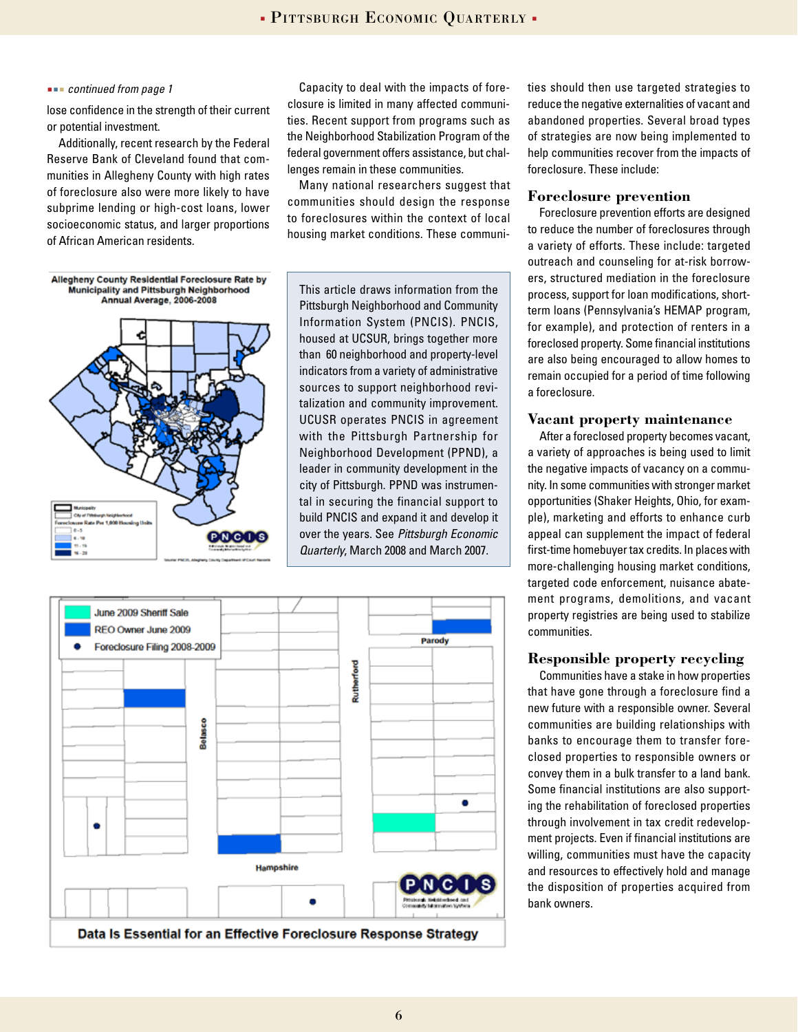■■■ *continued from page 1*

lose confidence in the strength of their current or potential investment.

Additionally, recent research by the Federal Reserve Bank of Cleveland found that communities in Allegheny County with high rates of foreclosure also were more likely to have subprime lending or high-cost loans, lower socioeconomic status, and larger proportions of African American residents.

**Allegheny County Residential Foreclosure Rate by Municipality and Pittsburgh Neighborhood Annual Average, 2006-2008**

Capacity to deal with the impacts of foreclosure is limited in many affected communities. Recent support from programs such as the Neighborhood Stabilization Program of the federal government offers assistance, but challenges remain in these communities.

Many national researchers suggest that communities should design the response to foreclosures within the context of local housing market conditions. These communities should then use targeted strategies to reduce the negative externalities of vacant and abandoned properties. Several broad types of strategies are now being implemented to help communities recover from the impacts of foreclosure. These include:

> This article draws information from the Pittsburgh Neighborhood and Community Information System (PNCIS). PNCIS, housed at UCSUR, brings together more than 60 neighborhood and property-level indicators from a variety of administrative sources to support neighborhood revitalization and community improvement. UCUSR operates PNCIS in agreement with the Pittsburgh Partnership for Neighborhood Development (PPND), a leader in community development in the city of Pittsburgh. PPND was instrumental in securing the financial support to build PNCIS and expand it and develop it over the years. See *Pittsburgh Economic Quarterly*, March 2008 and March 2007.

**Data Is Essential for an Effective Foreclosure Response Strategy**

## Foreclosure prevention

Foreclosure prevention efforts are designed to reduce the number of foreclosures through a variety of efforts. These include: targeted outreach and counseling for at-risk borrowers, structured mediation in the foreclosure process, support for loan modifications, short-term loans (Pennsylvania's HEMAP program, for example), and protection of renters in a foreclosed property. Some financial institutions are also being encouraged to allow homes to remain occupied for a period of time following a foreclosure.

## Vacant property maintenance

After a foreclosed property becomes vacant, a variety of approaches is being used to limit the negative impacts of vacancy on a community. In some communities with stronger market opportunities (Shaker Heights, Ohio, for example), marketing and efforts to enhance curb appeal can supplement the impact of federal first-time homebuyer tax credits. In places with more-challenging housing market conditions, targeted code enforcement, nuisance abatement programs, demolitions, and vacant property registries are being used to stabilize communities.

## Responsible property recycling

Communities have a stake in how properties that have gone through a foreclosure find a new future with a responsible owner. Several communities are building relationships with banks to encourage them to transfer foreclosed properties to responsible owners or convey them in a bulk transfer to a land bank. Some financial institutions are also supporting the rehabilitation of foreclosed properties through involvement in tax credit redevelopment projects. Even if financial institutions are willing, communities must have the capacity and resources to effectively hold and manage the disposition of properties acquired from bank owners.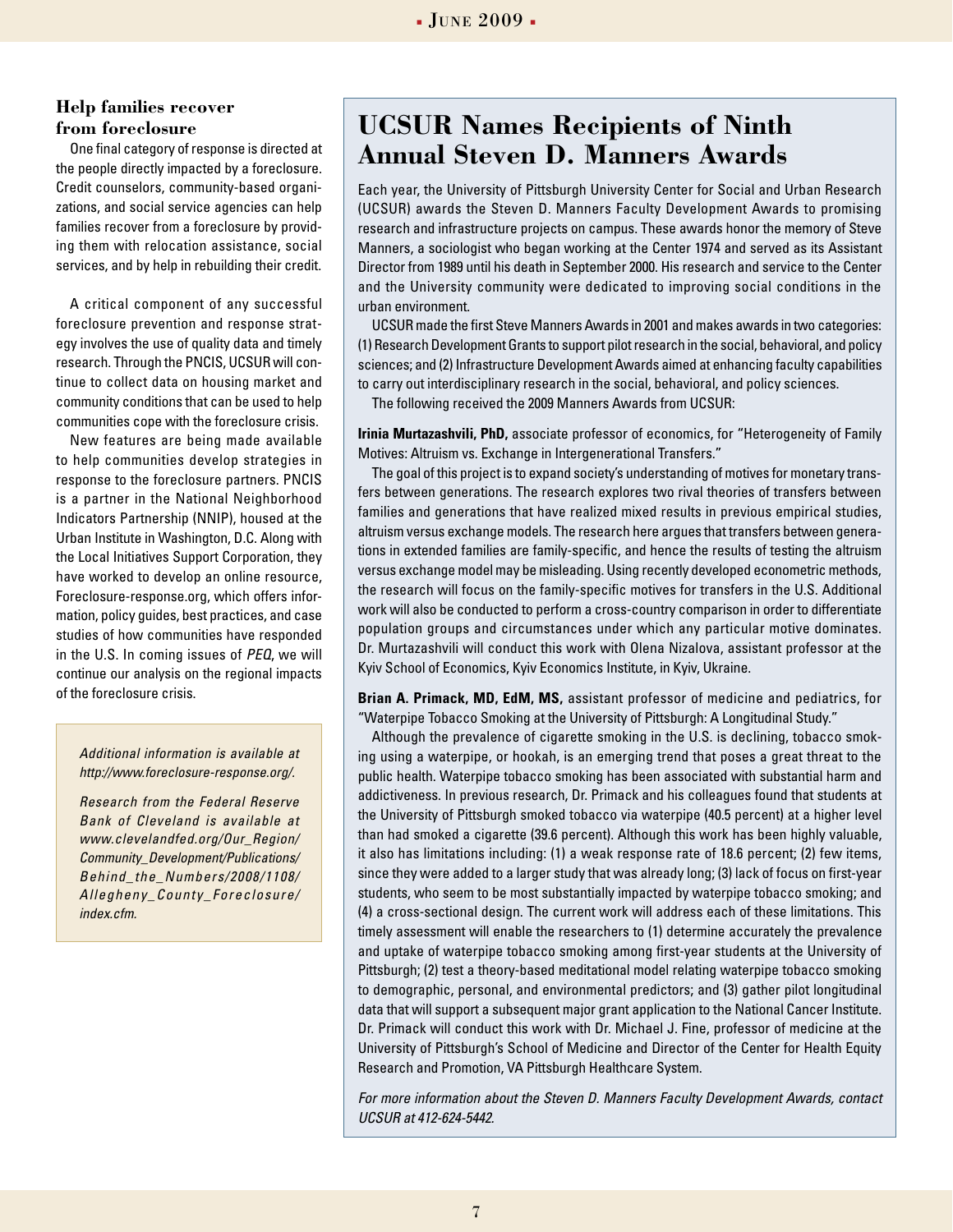### Help families recover from foreclosure

One final category of response is directed at the people directly impacted by a foreclosure. Credit counselors, community-based organizations, and social service agencies can help families recover from a foreclosure by providing them with relocation assistance, social services, and by help in rebuilding their credit.

A critical component of any successful foreclosure prevention and response strategy involves the use of quality data and timely research. Through the PNCIS, UCSUR will continue to collect data on housing market and community conditions that can be used to help communities cope with the foreclosure crisis.

New features are being made available to help communities develop strategies in response to the foreclosure partners. PNCIS is a partner in the National Neighborhood Indicators Partnership (NNIP), housed at the Urban Institute in Washington, D.C. Along with the Local Initiatives Support Corporation, they have worked to develop an online resource, Foreclosure-response.org, which offers information, policy guides, best practices, and case studies of how communities have responded in the U.S. In coming issues of *PEQ*, we will continue our analysis on the regional impacts of the foreclosure crisis.

*Additional information is available at http://www.foreclosure-response.org/.*

*Research from the Federal Reserve Bank of Cleveland is available at www.clevelandfed.org/Our_Region/Community_Development/Publications/Behind_the_Numbers/2008/1108/Allegheny_County_Foreclosure/index.cfm.*

## UCSUR Names Recipients of Ninth Annual Steven D. Manners Awards

Each year, the University of Pittsburgh University Center for Social and Urban Research (UCSUR) awards the Steven D. Manners Faculty Development Awards to promising research and infrastructure projects on campus. These awards honor the memory of Steve Manners, a sociologist who began working at the Center 1974 and served as its Assistant Director from 1989 until his death in September 2000. His research and service to the Center and the University community were dedicated to improving social conditions in the urban environment.

UCSUR made the first Steve Manners Awards in 2001 and makes awards in two categories: (1) Research Development Grants to support pilot research in the social, behavioral, and policy sciences; and (2) Infrastructure Development Awards aimed at enhancing faculty capabilities to carry out interdisciplinary research in the social, behavioral, and policy sciences.

The following received the 2009 Manners Awards from UCSUR:

**Irinia Murtazashvili, PhD,** associate professor of economics, for "Heterogeneity of Family Motives: Altruism vs. Exchange in Intergenerational Transfers."

The goal of this project is to expand society's understanding of motives for monetary transfers between generations. The research explores two rival theories of transfers between families and generations that have realized mixed results in previous empirical studies, altruism versus exchange models. The research here argues that transfers between generations in extended families are family-specific, and hence the results of testing the altruism versus exchange model may be misleading. Using recently developed econometric methods, the research will focus on the family-specific motives for transfers in the U.S. Additional work will also be conducted to perform a cross-country comparison in order to differentiate population groups and circumstances under which any particular motive dominates. Dr. Murtazashvili will conduct this work with Olena Nizalova, assistant professor at the Kyiv School of Economics, Kyiv Economics Institute, in Kyiv, Ukraine.

**Brian A. Primack, MD, EdM, MS,** assistant professor of medicine and pediatrics, for "Waterpipe Tobacco Smoking at the University of Pittsburgh: A Longitudinal Study."

Although the prevalence of cigarette smoking in the U.S. is declining, tobacco smoking using a waterpipe, or hookah, is an emerging trend that poses a great threat to the public health. Waterpipe tobacco smoking has been associated with substantial harm and addictiveness. In previous research, Dr. Primack and his colleagues found that students at the University of Pittsburgh smoked tobacco via waterpipe (40.5 percent) at a higher level than had smoked a cigarette (39.6 percent). Although this work has been highly valuable, it also has limitations including: (1) a weak response rate of 18.6 percent; (2) few items, since they were added to a larger study that was already long; (3) lack of focus on first-year students, who seem to be most substantially impacted by waterpipe tobacco smoking; and (4) a cross-sectional design. The current work will address each of these limitations. This timely assessment will enable the researchers to (1) determine accurately the prevalence and uptake of waterpipe tobacco smoking among first-year students at the University of Pittsburgh; (2) test a theory-based meditational model relating waterpipe tobacco smoking to demographic, personal, and environmental predictors; and (3) gather pilot longitudinal data that will support a subsequent major grant application to the National Cancer Institute. Dr. Primack will conduct this work with Dr. Michael J. Fine, professor of medicine at the University of Pittsburgh's School of Medicine and Director of the Center for Health Equity Research and Promotion, VA Pittsburgh Healthcare System.

*For more information about the Steven D. Manners Faculty Development Awards, contact UCSUR at 412-624-5442.*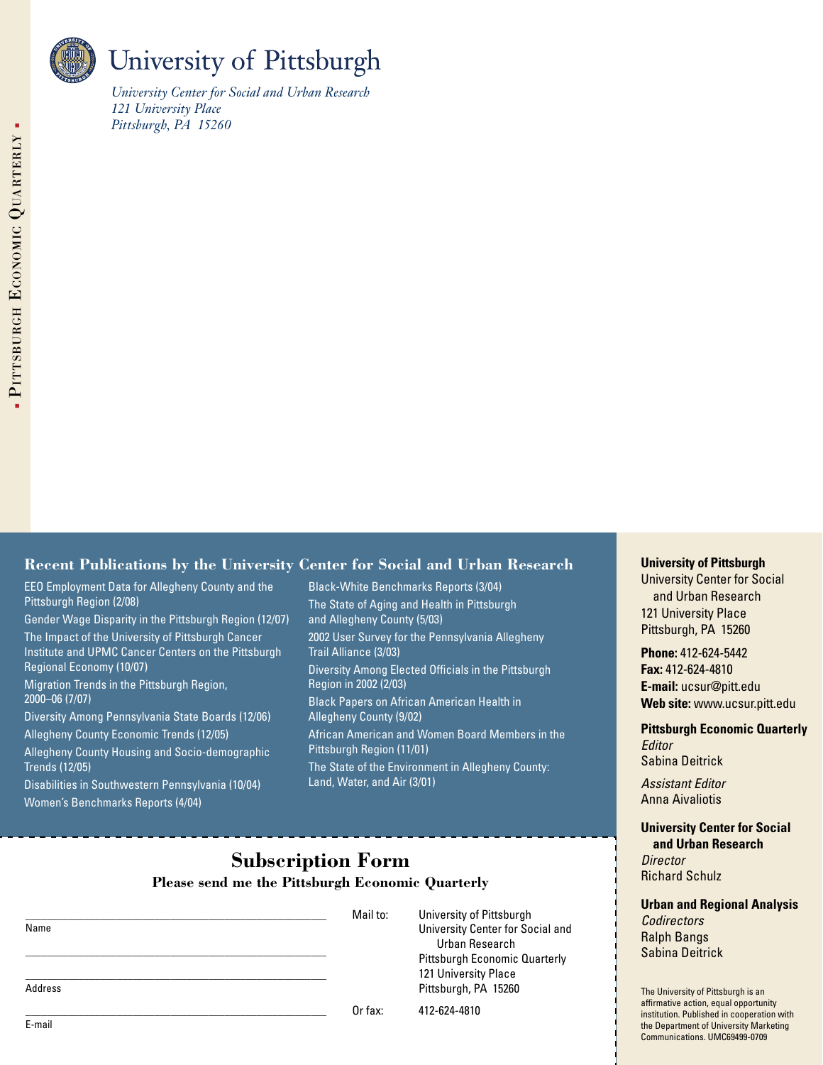# University of Pittsburgh

*University Center for Social and Urban Research*
*121 University Place*
*Pittsburgh, PA 15260*

## Recent Publications by the University Center for Social and Urban Research

- EEO Employment Data for Allegheny County and the Pittsburgh Region (2/08)
- Gender Wage Disparity in the Pittsburgh Region (12/07)
- The Impact of the University of Pittsburgh Cancer Institute and UPMC Cancer Centers on the Pittsburgh Regional Economy (10/07)
- Migration Trends in the Pittsburgh Region, 2000–06 (7/07)
- Diversity Among Pennsylvania State Boards (12/06)
- Allegheny County Economic Trends (12/05)
- Allegheny County Housing and Socio-demographic Trends (12/05)
- Disabilities in Southwestern Pennsylvania (10/04)
- Women's Benchmarks Reports (4/04)
- Black-White Benchmarks Reports (3/04)
- The State of Aging and Health in Pittsburgh and Allegheny County (5/03)
- 2002 User Survey for the Pennsylvania Allegheny Trail Alliance (3/03)
- Diversity Among Elected Officials in the Pittsburgh Region in 2002 (2/03)
- Black Papers on African American Health in Allegheny County (9/02)
- African American and Women Board Members in the Pittsburgh Region (11/01)
- The State of the Environment in Allegheny County: Land, Water, and Air (3/01)

## Subscription Form

**Please send me the Pittsburgh Economic Quarterly**

\_\_\_\_\_\_\_\_\_\_\_\_\_\_\_\_\_\_\_\_\_\_\_\_\_\_\_\_\_\_
Name

\_\_\_\_\_\_\_\_\_\_\_\_\_\_\_\_\_\_\_\_\_\_\_\_\_\_\_\_\_\_

\_\_\_\_\_\_\_\_\_\_\_\_\_\_\_\_\_\_\_\_\_\_\_\_\_\_\_\_\_\_
Address

\_\_\_\_\_\_\_\_\_\_\_\_\_\_\_\_\_\_\_\_\_\_\_\_\_\_\_\_\_\_
E-mail

Mail to: University of Pittsburgh
University Center for Social and Urban Research
Pittsburgh Economic Quarterly
121 University Place
Pittsburgh, PA 15260

Or fax: 412-624-4810

**University of Pittsburgh**
University Center for Social and Urban Research
121 University Place
Pittsburgh, PA 15260

**Phone:** 412-624-5442
**Fax:** 412-624-4810
**E-mail:** ucsur@pitt.edu
**Web site:** www.ucsur.pitt.edu

**Pittsburgh Economic Quarterly**
*Editor*
Sabina Deitrick

*Assistant Editor*
Anna Aivaliotis

**University Center for Social and Urban Research**
*Director*
Richard Schulz

**Urban and Regional Analysis**
*Codirectors*
Ralph Bangs
Sabina Deitrick

The University of Pittsburgh is an affirmative action, equal opportunity institution. Published in cooperation with the Department of University Marketing Communications. UMC69499-0709